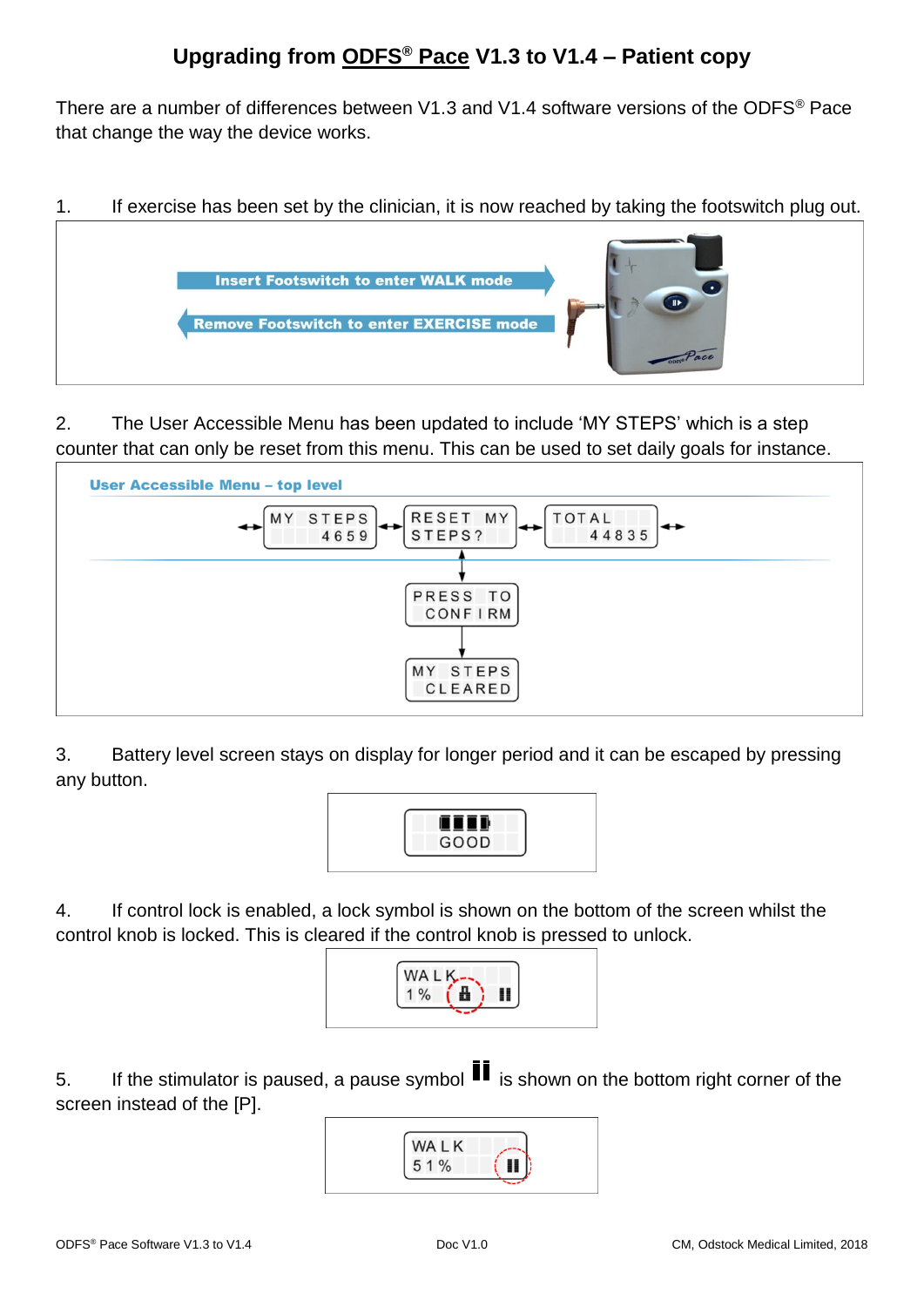# Upgrading from ODFS® Pace V1.3 to V1.4 – Patient copy

There are a number of differences between V1.3 and V1.4 software versions of the ODFS® Pace that change the way the device works.

1. If exercise has been set by the clinician, it is now reached by taking the footswitch plug out.

Insert Footswitch to enter WALK mode

Remove Footswitch to enter EXERCISE mode

2. The User Accessible Menu has been updated to include 'MY STEPS' which is a step counter that can only be reset from this menu. This can be used to set daily goals for instance.

**User Accessible Menu – top level**

MY STEPS 4659 ↔ RESET MY STEPS? ↔ TOTAL 44835

RESET MY STEPS? → PRESS TO CONFIRM → MY STEPS CLEARED

3. Battery level screen stays on display for longer period and it can be escaped by pressing any button.

GOOD

4. If control lock is enabled, a lock symbol is shown on the bottom of the screen whilst the control knob is locked. This is cleared if the control knob is pressed to unlock.

WALK 1%

5. If the stimulator is paused, a pause symbol ⏸ is shown on the bottom right corner of the screen instead of the [P].

WALK 51%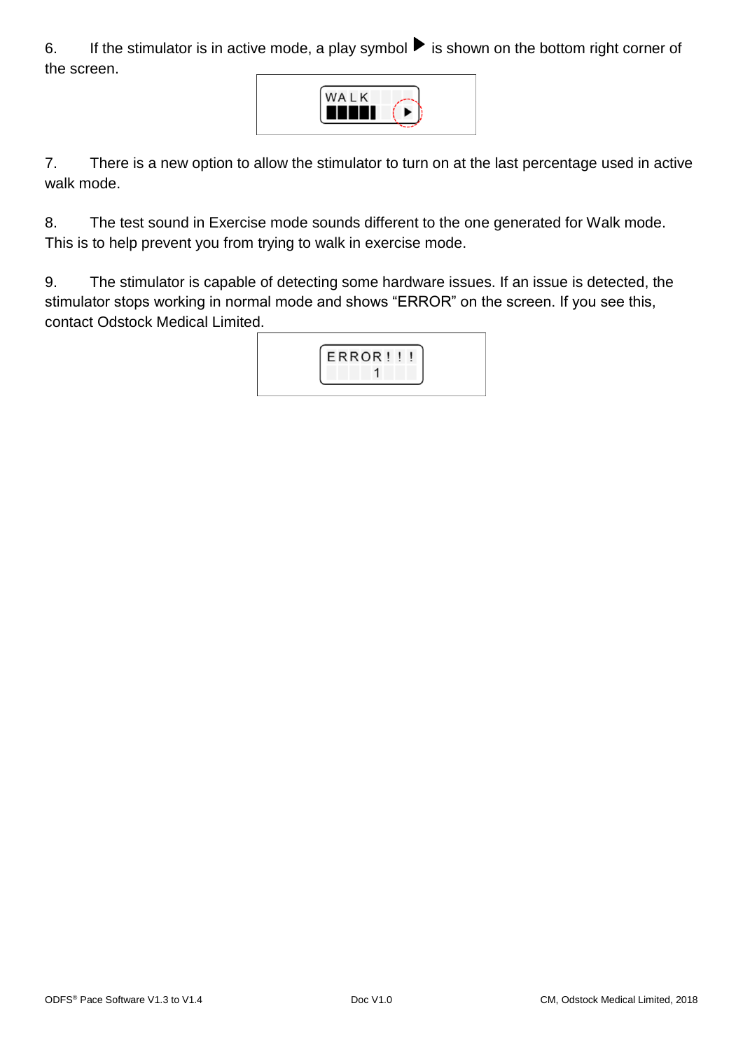6. If the stimulator is in active mode, a play symbol ▶ is shown on the bottom right corner of the screen.

7. There is a new option to allow the stimulator to turn on at the last percentage used in active walk mode.

8. The test sound in Exercise mode sounds different to the one generated for Walk mode. This is to help prevent you from trying to walk in exercise mode.

9. The stimulator is capable of detecting some hardware issues. If an issue is detected, the stimulator stops working in normal mode and shows “ERROR” on the screen. If you see this, contact Odstock Medical Limited.